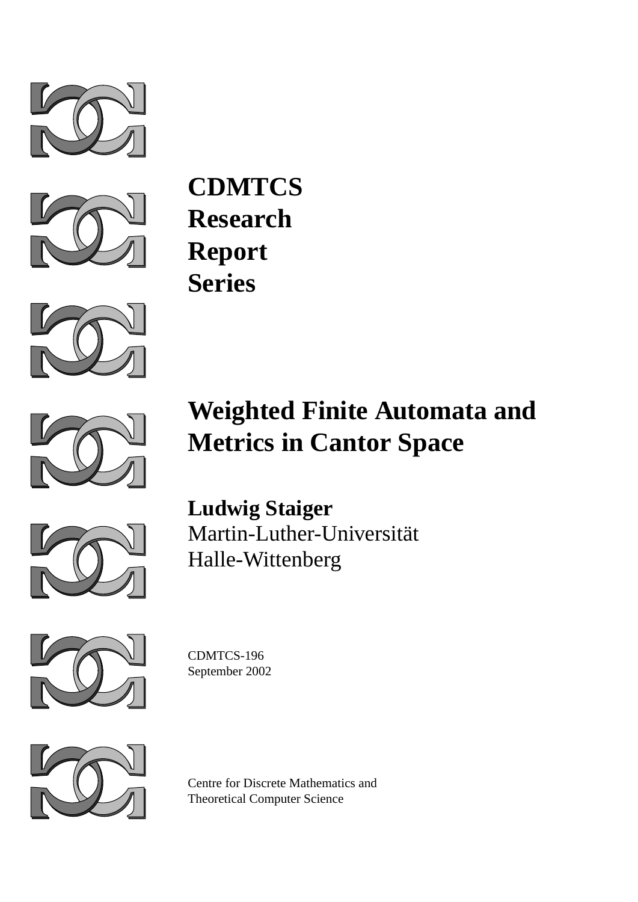**CDMTCS**
**Research**
**Report**
**Series**

# Weighted Finite Automata and Metrics in Cantor Space

**Ludwig Staiger**
Martin-Luther-Universität
Halle-Wittenberg

CDMTCS-196
September 2002

Centre for Discrete Mathematics and
Theoretical Computer Science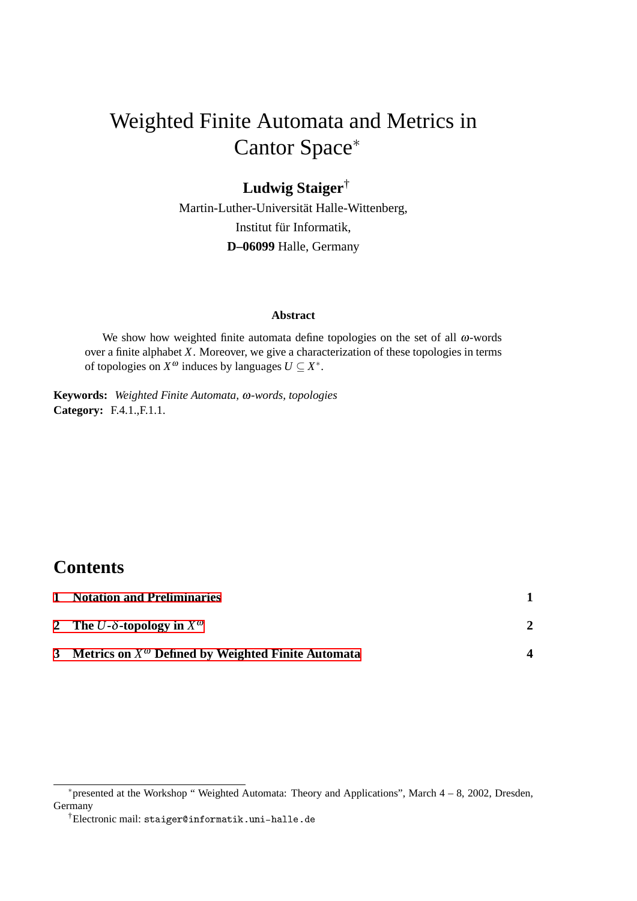# Weighted Finite Automata and Metrics in Cantor Space*

**Ludwig Staiger**†

Martin-Luther-Universität Halle-Wittenberg,
Institut für Informatik,
**D–06099** Halle, Germany

### Abstract

We show how weighted finite automata define topologies on the set of all $\omega$-words over a finite alphabet $X$. Moreover, we give a characterization of these topologies in terms of topologies on $X^\omega$ induces by languages $U \subseteq X^*$.

**Keywords:** *Weighted Finite Automata, $\omega$-words, topologies*
**Category:** F.4.1.,F.1.1.

## Contents

| | |
|---|---|
| **1 Notation and Preliminaries** | **1** |
| **2 The $U$-$\delta$-topology in $X^\omega$** | **2** |
| **3 Metrics on $X^\omega$ Defined by Weighted Finite Automata** | **4** |

*presented at the Workshop " Weighted Automata: Theory and Applications", March 4 – 8, 2002, Dresden, Germany

†Electronic mail: staiger@informatik.uni-halle.de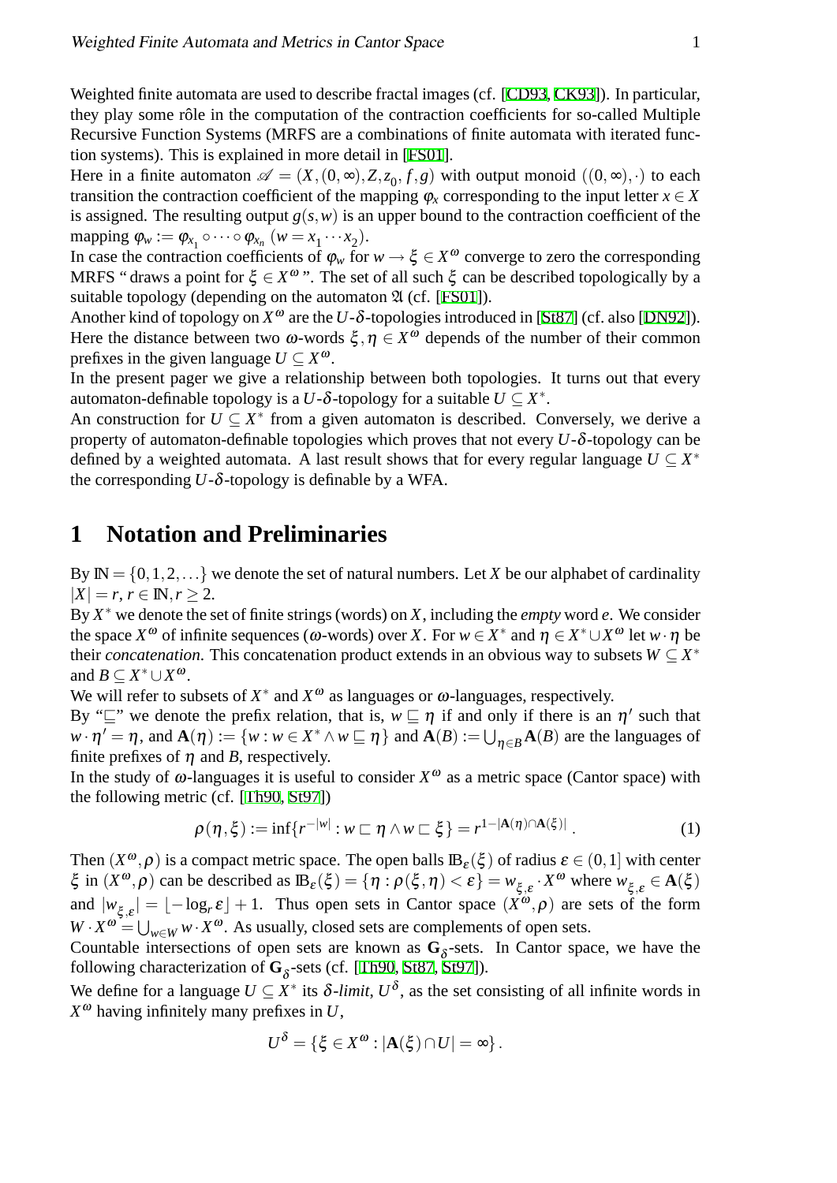Weighted finite automata are used to describe fractal images (cf. [CD93, CK93]). In particular, they play some rôle in the computation of the contraction coefficients for so-called Multiple Recursive Function Systems (MRFS are a combinations of finite automata with iterated function systems). This is explained in more detail in [FS01].

Here in a finite automaton $\mathscr{A} = (X, (0,\infty), Z, z_0, f, g)$ with output monoid $((0,\infty),\cdot)$ to each transition the contraction coefficient of the mapping $\varphi_x$ corresponding to the input letter $x \in X$ is assigned. The resulting output $g(s,w)$ is an upper bound to the contraction coefficient of the mapping $\varphi_w := \varphi_{x_1} \circ \cdots \circ \varphi_{x_n}$ $(w = x_1 \cdots x_2)$.

In case the contraction coefficients of $\varphi_w$ for $w \to \xi \in X^\omega$ converge to zero the corresponding MRFS " draws a point for $\xi \in X^\omega$ ". The set of all such $\xi$ can be described topologically by a suitable topology (depending on the automaton $\mathfrak{A}$ (cf. [FS01]).

Another kind of topology on $X^\omega$ are the $U$-$\delta$-topologies introduced in [St87] (cf. also [DN92]). Here the distance between two $\omega$-words $\xi, \eta \in X^\omega$ depends of the number of their common prefixes in the given language $U \subseteq X^\omega$.

In the present pager we give a relationship between both topologies. It turns out that every automaton-definable topology is a $U$-$\delta$-topology for a suitable $U \subseteq X^*$.

An construction for $U \subseteq X^*$ from a given automaton is described. Conversely, we derive a property of automaton-definable topologies which proves that not every $U$-$\delta$-topology can be defined by a weighted automata. A last result shows that for every regular language $U \subseteq X^*$ the corresponding $U$-$\delta$-topology is definable by a WFA.

# 1 Notation and Preliminaries

By $\mathbb{N} = \{0,1,2,\ldots\}$ we denote the set of natural numbers. Let $X$ be our alphabet of cardinality $|X| = r$, $r \in \mathbb{N}, r \geq 2$.

By $X^*$ we denote the set of finite strings (words) on $X$, including the *empty* word $e$. We consider the space $X^\omega$ of infinite sequences ($\omega$-words) over $X$. For $w \in X^*$ and $\eta \in X^* \cup X^\omega$ let $w \cdot \eta$ be their *concatenation*. This concatenation product extends in an obvious way to subsets $W \subseteq X^*$ and $B \subseteq X^* \cup X^\omega$.

We will refer to subsets of $X^*$ and $X^\omega$ as languages or $\omega$-languages, respectively.

By "$\sqsubseteq$" we denote the prefix relation, that is, $w \sqsubseteq \eta$ if and only if there is an $\eta'$ such that $w \cdot \eta' = \eta$, and $\mathbf{A}(\eta) := \{w : w \in X^* \wedge w \sqsubseteq \eta\}$ and $\mathbf{A}(B) := \bigcup_{\eta \in B} \mathbf{A}(B)$ are the languages of finite prefixes of $\eta$ and $B$, respectively.

In the study of $\omega$-languages it is useful to consider $X^\omega$ as a metric space (Cantor space) with the following metric (cf. [Th90, St97])

$$\rho(\eta,\xi) := \inf\{r^{-|w|} : w \sqsubset \eta \wedge w \sqsubset \xi\} = r^{1-|\mathbf{A}(\eta)\cap\mathbf{A}(\xi)|} . \tag{1}$$

Then $(X^\omega, \rho)$ is a compact metric space. The open balls $\mathbb{B}_\varepsilon(\xi)$ of radius $\varepsilon \in (0,1]$ with center $\xi$ in $(X^\omega, \rho)$ can be described as $\mathbb{B}_\varepsilon(\xi) = \{\eta : \rho(\xi,\eta) < \varepsilon\} = w_{\xi,\varepsilon} \cdot X^\omega$ where $w_{\xi,\varepsilon} \in \mathbf{A}(\xi)$ and $|w_{\xi,\varepsilon}| = \lfloor -\log_r \varepsilon \rfloor + 1$. Thus open sets in Cantor space $(X^\omega, \rho)$ are sets of the form $W \cdot X^\omega = \bigcup_{w \in W} w \cdot X^\omega$. As usually, closed sets are complements of open sets.

Countable intersections of open sets are known as $\mathbf{G}_\delta$-sets. In Cantor space, we have the following characterization of $\mathbf{G}_\delta$-sets (cf. [Th90, St87, St97]).

We define for a language $U \subseteq X^*$ its $\delta$-*limit*, $U^\delta$, as the set consisting of all infinite words in $X^\omega$ having infinitely many prefixes in $U$,

$$U^\delta = \{\xi \in X^\omega : |\mathbf{A}(\xi) \cap U| = \infty\} .$$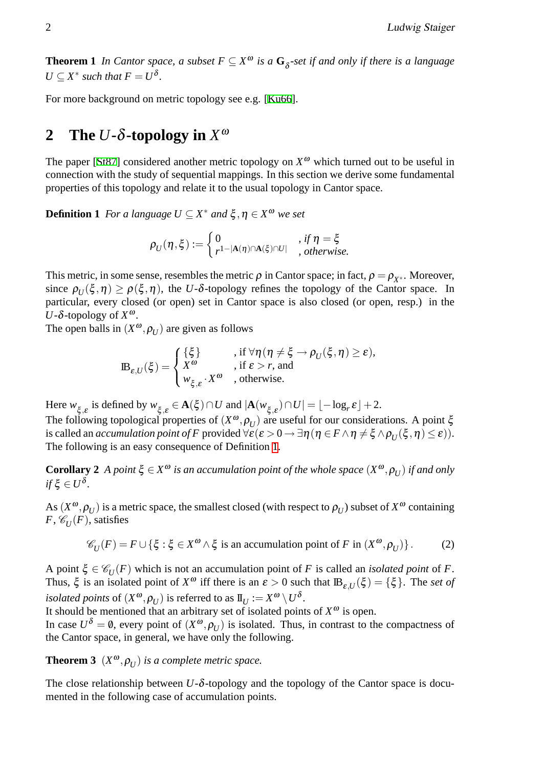**Theorem 1** *In Cantor space, a subset $F \subseteq X^\omega$ is a $\mathbf{G}_\delta$-set if and only if there is a language $U \subseteq X^*$ such that $F = U^\delta$.*

For more background on metric topology see e.g. [Ku66].

## 2 The $U$-$\delta$-topology in $X^\omega$

The paper [St87] considered another metric topology on $X^\omega$ which turned out to be useful in connection with the study of sequential mappings. In this section we derive some fundamental properties of this topology and relate it to the usual topology in Cantor space.

**Definition 1** *For a language $U \subseteq X^*$ and $\xi, \eta \in X^\omega$ we set*

$$\rho_U(\eta,\xi) := \begin{cases} 0 & \text{, if } \eta = \xi \\ r^{1-|\mathbf{A}(\eta)\cap\mathbf{A}(\xi)\cap U|} & \text{, otherwise.} \end{cases}$$

This metric, in some sense, resembles the metric $\rho$ in Cantor space; in fact, $\rho = \rho_{X^*}$. Moreover, since $\rho_U(\xi,\eta) \geq \rho(\xi,\eta)$, the $U$-$\delta$-topology refines the topology of the Cantor space. In particular, every closed (or open) set in Cantor space is also closed (or open, resp.) in the $U$-$\delta$-topology of $X^\omega$.

The open balls in $(X^\omega, \rho_U)$ are given as follows

$$\mathbb{B}_{\varepsilon,U}(\xi) = \begin{cases} \{\xi\} & \text{, if } \forall\eta(\eta \neq \xi \rightarrow \rho_U(\xi,\eta) \geq \varepsilon), \\ X^\omega & \text{, if } \varepsilon > r \text{, and} \\ w_{\xi,\varepsilon}\cdot X^\omega & \text{, otherwise.} \end{cases}$$

Here $w_{\xi,\varepsilon}$ is defined by $w_{\xi,\varepsilon} \in \mathbf{A}(\xi)\cap U$ and $|\mathbf{A}(w_{\xi,\varepsilon})\cap U| = \lfloor -\log_r \varepsilon \rfloor + 2$.

The following topological properties of $(X^\omega, \rho_U)$ are useful for our considerations. A point $\xi$ is called an *accumulation point of $F$* provided $\forall\varepsilon(\varepsilon > 0 \rightarrow \exists\eta(\eta \in F \wedge \eta \neq \xi \wedge \rho_U(\xi,\eta) \leq \varepsilon))$.

The following is an easy consequence of Definition 1.

**Corollary 2** *A point $\xi \in X^\omega$ is an accumulation point of the whole space $(X^\omega, \rho_U)$ if and only if $\xi \in U^\delta$.*

As $(X^\omega, \rho_U)$ is a metric space, the smallest closed (with respect to $\rho_U$) subset of $X^\omega$ containing $F$, $\mathscr{C}_U(F)$, satisfies

$$\mathscr{C}_U(F) = F \cup \{\xi : \xi \in X^\omega \wedge \xi \text{ is an accumulation point of } F \text{ in } (X^\omega, \rho_U)\}. \tag{2}$$

A point $\xi \in \mathscr{C}_U(F)$ which is not an accumulation point of $F$ is called an *isolated point* of $F$. Thus, $\xi$ is an isolated point of $X^\omega$ iff there is an $\varepsilon > 0$ such that $\mathbb{B}_{\varepsilon,U}(\xi) = \{\xi\}$. The *set of isolated points* of $(X^\omega, \rho_U)$ is referred to as $\mathbb{I}_U := X^\omega \setminus U^\delta$.

It should be mentioned that an arbitrary set of isolated points of $X^\omega$ is open.

In case $U^\delta = \emptyset$, every point of $(X^\omega, \rho_U)$ is isolated. Thus, in contrast to the compactness of the Cantor space, in general, we have only the following.

**Theorem 3** *$(X^\omega, \rho_U)$ is a complete metric space.*

The close relationship between $U$-$\delta$-topology and the topology of the Cantor space is documented in the following case of accumulation points.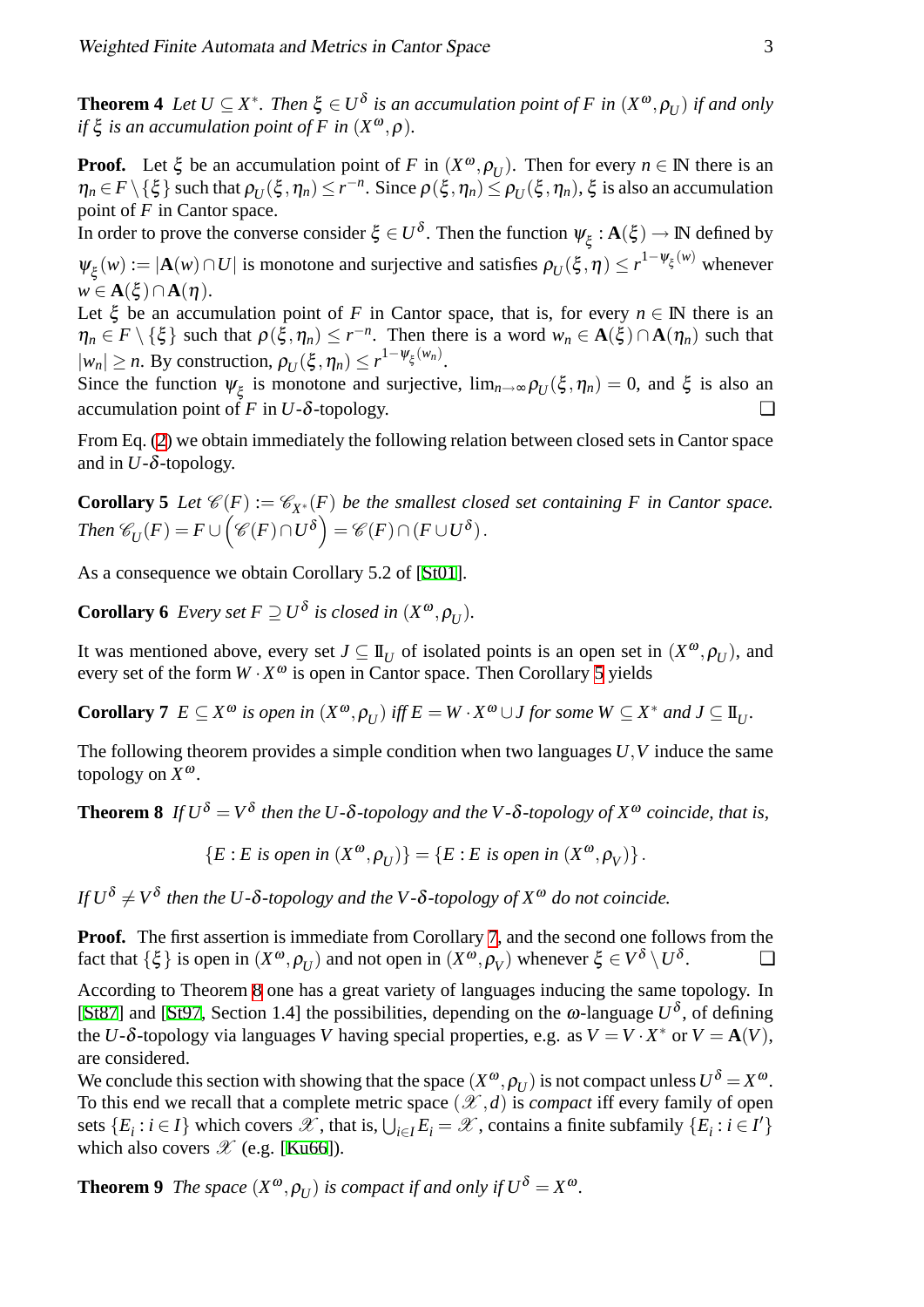**Theorem 4** *Let $U \subseteq X^*$. Then $\xi \in U^\delta$ is an accumulation point of $F$ in $(X^\omega, \rho_U)$ if and only if $\xi$ is an accumulation point of $F$ in $(X^\omega, \rho)$.*

**Proof.** Let $\xi$ be an accumulation point of $F$ in $(X^\omega, \rho_U)$. Then for every $n \in \mathbb{N}$ there is an $\eta_n \in F \setminus \{\xi\}$ such that $\rho_U(\xi, \eta_n) \leq r^{-n}$. Since $\rho(\xi, \eta_n) \leq \rho_U(\xi, \eta_n)$, $\xi$ is also an accumulation point of $F$ in Cantor space.
In order to prove the converse consider $\xi \in U^\delta$. Then the function $\psi_\xi : \mathbf{A}(\xi) \to \mathbb{N}$ defined by $\psi_\xi(w) := |\mathbf{A}(w) \cap U|$ is monotone and surjective and satisfies $\rho_U(\xi, \eta) \leq r^{1-\psi_\xi(w)}$ whenever $w \in \mathbf{A}(\xi) \cap \mathbf{A}(\eta)$.
Let $\xi$ be an accumulation point of $F$ in Cantor space, that is, for every $n \in \mathbb{N}$ there is an $\eta_n \in F \setminus \{\xi\}$ such that $\rho(\xi, \eta_n) \leq r^{-n}$. Then there is a word $w_n \in \mathbf{A}(\xi) \cap \mathbf{A}(\eta_n)$ such that $|w_n| \geq n$. By construction, $\rho_U(\xi, \eta_n) \leq r^{1-\psi_\xi(w_n)}$.
Since the function $\psi_\xi$ is monotone and surjective, $\lim_{n\to\infty} \rho_U(\xi, \eta_n) = 0$, and $\xi$ is also an accumulation point of $F$ in $U$-$\delta$-topology. ❑

From Eq. (2) we obtain immediately the following relation between closed sets in Cantor space and in $U$-$\delta$-topology.

**Corollary 5** *Let $\mathscr{C}(F) := \mathscr{C}_{X^*}(F)$ be the smallest closed set containing $F$ in Cantor space. Then $\mathscr{C}_U(F) = F \cup \left(\mathscr{C}(F) \cap U^\delta\right) = \mathscr{C}(F) \cap (F \cup U^\delta)$.*

As a consequence we obtain Corollary 5.2 of [St01].

**Corollary 6** *Every set $F \supseteq U^\delta$ is closed in $(X^\omega, \rho_U)$.*

It was mentioned above, every set $J \subseteq \mathbb{I}_U$ of isolated points is an open set in $(X^\omega, \rho_U)$, and every set of the form $W \cdot X^\omega$ is open in Cantor space. Then Corollary 5 yields

**Corollary 7** *$E \subseteq X^\omega$ is open in $(X^\omega, \rho_U)$ iff $E = W \cdot X^\omega \cup J$ for some $W \subseteq X^*$ and $J \subseteq \mathbb{I}_U$.*

The following theorem provides a simple condition when two languages $U, V$ induce the same topology on $X^\omega$.

**Theorem 8** *If $U^\delta = V^\delta$ then the $U$-$\delta$-topology and the $V$-$\delta$-topology of $X^\omega$ coincide, that is,*

$$\{E : E \text{ is open in } (X^\omega, \rho_U)\} = \{E : E \text{ is open in } (X^\omega, \rho_V)\}.$$

*If $U^\delta \neq V^\delta$ then the $U$-$\delta$-topology and the $V$-$\delta$-topology of $X^\omega$ do not coincide.*

**Proof.** The first assertion is immediate from Corollary 7, and the second one follows from the fact that $\{\xi\}$ is open in $(X^\omega, \rho_U)$ and not open in $(X^\omega, \rho_V)$ whenever $\xi \in V^\delta \setminus U^\delta$. ❑

According to Theorem 8 one has a great variety of languages inducing the same topology. In [St87] and [St97, Section 1.4] the possibilities, depending on the $\omega$-language $U^\delta$, of defining the $U$-$\delta$-topology via languages $V$ having special properties, e.g. as $V = V \cdot X^*$ or $V = \mathbf{A}(V)$, are considered.
We conclude this section with showing that the space $(X^\omega, \rho_U)$ is not compact unless $U^\delta = X^\omega$. To this end we recall that a complete metric space $(\mathscr{X}, d)$ is *compact* iff every family of open sets $\{E_i : i \in I\}$ which covers $\mathscr{X}$, that is, $\bigcup_{i \in I} E_i = \mathscr{X}$, contains a finite subfamily $\{E_i : i \in I'\}$ which also covers $\mathscr{X}$ (e.g. [Ku66]).

**Theorem 9** *The space $(X^\omega, \rho_U)$ is compact if and only if $U^\delta = X^\omega$.*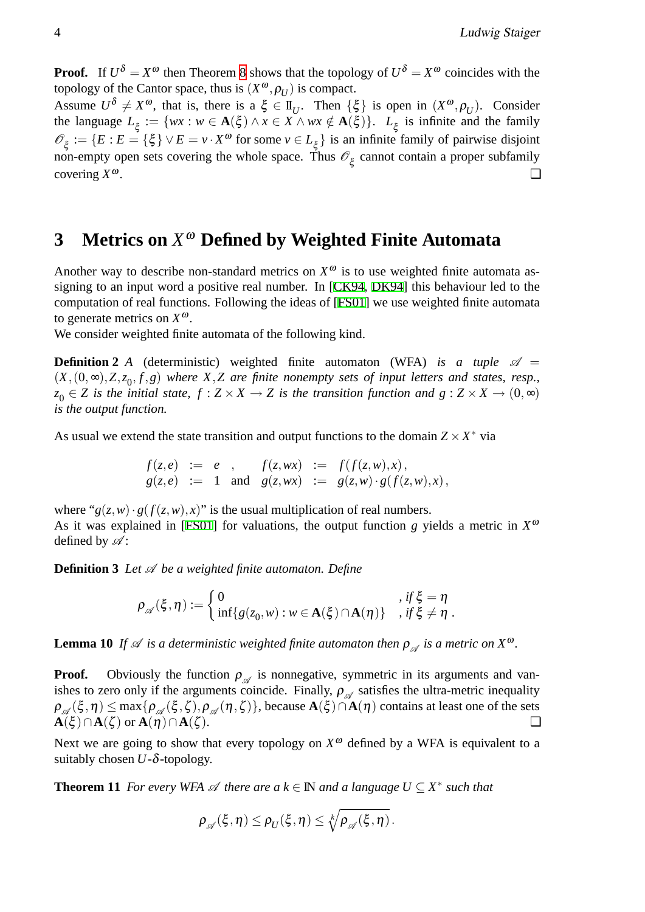**Proof.** If $U^\delta = X^\omega$ then Theorem 8 shows that the topology of $U^\delta = X^\omega$ coincides with the topology of the Cantor space, thus is $(X^\omega, \rho_U)$ is compact.
Assume $U^\delta \neq X^\omega$, that is, there is a $\xi \in \mathrm{I\!I}_U$. Then $\{\xi\}$ is open in $(X^\omega, \rho_U)$. Consider the language $L_\xi := \{wx : w \in \mathbf{A}(\xi) \wedge x \in X \wedge wx \notin \mathbf{A}(\xi)\}$. $L_\xi$ is infinite and the family $\mathscr{O}_\xi := \{E : E = \{\xi\} \vee E = v \cdot X^\omega \text{ for some } v \in L_\xi\}$ is an infinite family of pairwise disjoint non-empty open sets covering the whole space. Thus $\mathscr{O}_\xi$ cannot contain a proper subfamily covering $X^\omega$. ❑

## 3 Metrics on $X^\omega$ Defined by Weighted Finite Automata

Another way to describe non-standard metrics on $X^\omega$ is to use weighted finite automata assigning to an input word a positive real number. In [CK94, DK94] this behaviour led to the computation of real functions. Following the ideas of [FS01] we use weighted finite automata to generate metrics on $X^\omega$.
We consider weighted finite automata of the following kind.

**Definition 2** *A (deterministic) weighted finite automaton (WFA) is a tuple $\mathscr{A} = (X, (0,\infty), Z, z_0, f, g)$ where $X, Z$ are finite nonempty sets of input letters and states, resp., $z_0 \in Z$ is the initial state, $f : Z \times X \to Z$ is the transition function and $g : Z \times X \to (0,\infty)$ is the output function.*

As usual we extend the state transition and output functions to the domain $Z \times X^*$ via

$$\begin{array}{lllll} f(z,e) & := & e \quad , & f(z,wx) & := & f(f(z,w),x)\,, \\ g(z,e) & := & 1 \quad \text{and} & g(z,wx) & := & g(z,w)\cdot g(f(z,w),x)\,, \end{array}$$

where "$g(z,w)\cdot g(f(z,w),x)$" is the usual multiplication of real numbers.
As it was explained in [FS01] for valuations, the output function $g$ yields a metric in $X^\omega$ defined by $\mathscr{A}$:

**Definition 3** *Let $\mathscr{A}$ be a weighted finite automaton. Define*

$$\rho_{\mathscr{A}}(\xi,\eta) := \begin{cases} 0 & , \text{if } \xi = \eta \\ \inf\{g(z_0,w) : w \in \mathbf{A}(\xi) \cap \mathbf{A}(\eta)\} & , \text{if } \xi \neq \eta\,. \end{cases}$$

**Lemma 10** *If $\mathscr{A}$ is a deterministic weighted finite automaton then $\rho_{\mathscr{A}}$ is a metric on $X^\omega$.*

**Proof.** Obviously the function $\rho_{\mathscr{A}}$ is nonnegative, symmetric in its arguments and vanishes to zero only if the arguments coincide. Finally, $\rho_{\mathscr{A}}$ satisfies the ultra-metric inequality $\rho_{\mathscr{A}}(\xi,\eta) \leq \max\{\rho_{\mathscr{A}}(\xi,\zeta), \rho_{\mathscr{A}}(\eta,\zeta)\}$, because $\mathbf{A}(\xi) \cap \mathbf{A}(\eta)$ contains at least one of the sets $\mathbf{A}(\xi) \cap \mathbf{A}(\zeta)$ or $\mathbf{A}(\eta) \cap \mathbf{A}(\zeta)$. ❑

Next we are going to show that every topology on $X^\omega$ defined by a WFA is equivalent to a suitably chosen $U$-$\delta$-topology.

**Theorem 11** *For every WFA $\mathscr{A}$ there are a $k \in \mathbb{N}$ and a language $U \subseteq X^*$ such that*

$$\rho_{\mathscr{A}}(\xi,\eta) \leq \rho_U(\xi,\eta) \leq \sqrt[k]{\rho_{\mathscr{A}}(\xi,\eta)}\,.$$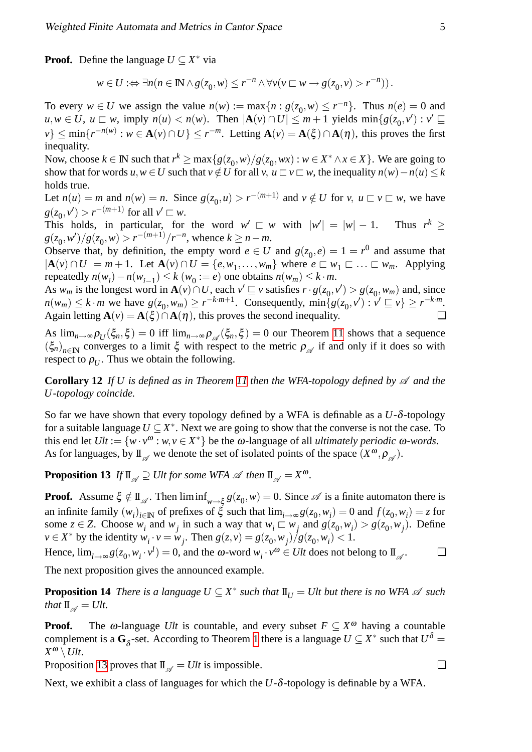**Proof.** Define the language $U \subseteq X^*$ via

$$w \in U :\Leftrightarrow \exists n(n \in \mathbb{N} \wedge g(z_0, w) \leq r^{-n} \wedge \forall v(v \sqsubset w \rightarrow g(z_0, v) > r^{-n}))\,.$$

To every $w \in U$ we assign the value $n(w) := \max\{n : g(z_0, w) \leq r^{-n}\}$. Thus $n(e) = 0$ and $u, w \in U$, $u \sqsubset w$, imply $n(u) < n(w)$. Then $|\mathbf{A}(v) \cap U| \leq m+1$ yields $\min\{g(z_0, v') : v' \sqsubseteq v\} \leq \min\{r^{-n(w)} : w \in \mathbf{A}(v) \cap U\} \leq r^{-m}$. Letting $\mathbf{A}(v) = \mathbf{A}(\xi) \cap \mathbf{A}(\eta)$, this proves the first inequality.
Now, choose $k \in \mathbb{N}$ such that $r^k \geq \max\{g(z_0, w)/g(z_0, wx) : w \in X^* \wedge x \in X\}$. We are going to show that for words $u, w \in U$ such that $v \notin U$ for all $v$, $u \sqsubset v \sqsubset w$, the inequality $n(w) - n(u) \leq k$ holds true.
Let $n(u) = m$ and $n(w) = n$. Since $g(z_0, u) > r^{-(m+1)}$ and $v \notin U$ for $v$, $u \sqsubset v \sqsubset w$, we have $g(z_0, v') > r^{-(m+1)}$ for all $v' \sqsubset w$.
This holds, in particular, for the word $w' \sqsubset w$ with $|w'| = |w| - 1$. Thus $r^k \geq g(z_0, w')/g(z_0, w) > r^{-(m+1)}/r^{-n}$, whence $k \geq n - m$.
Observe that, by definition, the empty word $e \in U$ and $g(z_0, e) = 1 = r^0$ and assume that $|\mathbf{A}(v) \cap U| = m+1$. Let $\mathbf{A}(v) \cap U = \{e, w_1, \ldots, w_m\}$ where $e \sqsubset w_1 \sqsubset \ldots \sqsubset w_m$. Applying repeatedly $n(w_i) - n(w_{i-1}) \leq k$ ($w_0 := e$) one obtains $n(w_m) \leq k \cdot m$.
As $w_m$ is the longest word in $\mathbf{A}(v) \cap U$, each $v' \sqsubseteq v$ satisfies $r \cdot g(z_0, v') > g(z_0, w_m)$ and, since $n(w_m) \leq k \cdot m$ we have $g(z_0, w_m) \geq r^{-k \cdot m+1}$. Consequently, $\min\{g(z_0, v') : v' \sqsubseteq v\} \geq r^{-k \cdot m}$.
Again letting $\mathbf{A}(v) = \mathbf{A}(\xi) \cap \mathbf{A}(\eta)$, this proves the second inequality. ❑

As $\lim_{n \to \infty} \rho_U(\xi_n, \xi) = 0$ iff $\lim_{n \to \infty} \rho_{\mathscr{A}}(\xi_n, \xi) = 0$ our Theorem 11 shows that a sequence $(\xi_n)_{n \in \mathbb{N}}$ converges to a limit $\xi$ with respect to the metric $\rho_{\mathscr{A}}$ if and only if it does so with respect to $\rho_U$. Thus we obtain the following.

**Corollary 12** *If $U$ is defined as in Theorem 11 then the WFA-topology defined by $\mathscr{A}$ and the $U$-topology coincide.*

So far we have shown that every topology defined by a WFA is definable as a $U$-$\delta$-topology for a suitable language $U \subseteq X^*$. Next we are going to show that the converse is not the case. To this end let $Ult := \{w \cdot v^\omega : w, v \in X^*\}$ be the $\omega$-language of all *ultimately periodic $\omega$-words*. As for languages, by $\mathbb{I}_{\mathscr{A}}$ we denote the set of isolated points of the space $(X^\omega, \rho_{\mathscr{A}})$.

**Proposition 13** *If $\mathbb{I}_{\mathscr{A}} \supseteq Ult$ for some WFA $\mathscr{A}$ then $\mathbb{I}_{\mathscr{A}} = X^\omega$.*

**Proof.** Assume $\xi \notin \mathbb{I}_{\mathscr{A}}$. Then $\liminf_{w \to \xi} g(z_0, w) = 0$. Since $\mathscr{A}$ is a finite automaton there is an infinite family $(w_i)_{i \in \mathbb{N}}$ of prefixes of $\xi$ such that $\lim_{i \to \infty} g(z_0, w_i) = 0$ and $f(z_0, w_i) = z$ for some $z \in Z$. Choose $w_i$ and $w_j$ in such a way that $w_i \sqsubset w_j$ and $g(z_0, w_i) > g(z_0, w_j)$. Define $v \in X^*$ by the identity $w_i \cdot v = w_j$. Then $g(z, v) = g(z_0, w_j)/g(z_0, w_i) < 1$.
Hence, $\lim_{l \to \infty} g(z_0, w_i \cdot v^l) = 0$, and the $\omega$-word $w_i \cdot v^\omega \in Ult$ does not belong to $\mathbb{I}_{\mathscr{A}}$. ❑

The next proposition gives the announced example.

**Proposition 14** *There is a language $U \subseteq X^*$ such that $\mathbb{I}_U = Ult$ but there is no WFA $\mathscr{A}$ such that $\mathbb{I}_{\mathscr{A}} = Ult$.*

**Proof.** The $\omega$-language $Ult$ is countable, and every subset $F \subseteq X^\omega$ having a countable complement is a $\mathbf{G}_\delta$-set. According to Theorem 1 there is a language $U \subseteq X^*$ such that $U^\delta = X^\omega \setminus Ult$.
Proposition 13 proves that $\mathbb{I}_{\mathscr{A}} = Ult$ is impossible. ❑

Next, we exhibit a class of languages for which the $U$-$\delta$-topology is definable by a WFA.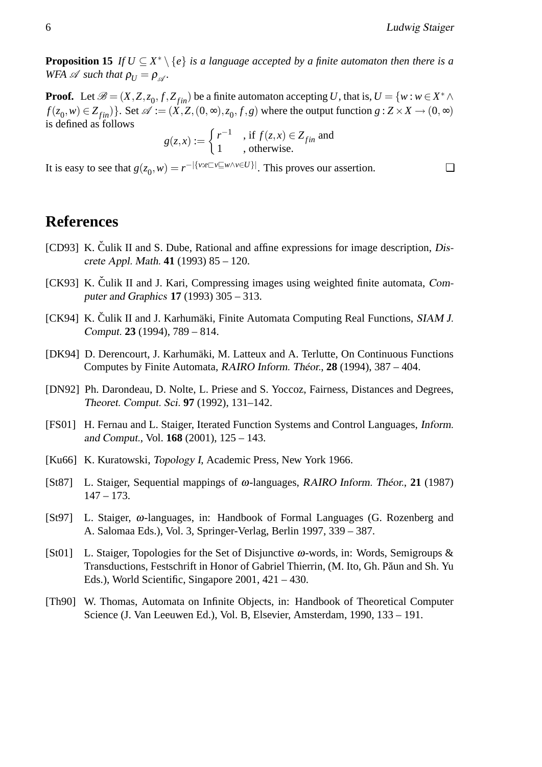**Proposition 15** *If $U \subseteq X^* \setminus \{e\}$ is a language accepted by a finite automaton then there is a WFA $\mathscr{A}$ such that $\rho_U = \rho_{\mathscr{A}}$.*

**Proof.** Let $\mathscr{B} = (X, Z, z_0, f, Z_{fin})$ be a finite automaton accepting $U$, that is, $U = \{w : w \in X^* \wedge f(z_0, w) \in Z_{fin})\}$. Set $\mathscr{A} := (X, Z, (0,\infty), z_0, f, g)$ where the output function $g : Z \times X \to (0,\infty)$ is defined as follows

$$g(z,x) := \begin{cases} r^{-1} & \text{, if } f(z,x) \in Z_{fin} \text{ and} \\ 1 & \text{, otherwise.} \end{cases}$$

It is easy to see that $g(z_0, w) = r^{-|\{v: e \sqsubset v \sqsubseteq w \wedge v \in U\}|}$. This proves our assertion. ❑

# References

[CD93] K. Čulik II and S. Dube, Rational and affine expressions for image description, *Discrete Appl. Math.* **41** (1993) 85 – 120.

[CK93] K. Čulik II and J. Kari, Compressing images using weighted finite automata, *Computer and Graphics* **17** (1993) 305 – 313.

[CK94] K. Čulik II and J. Karhumäki, Finite Automata Computing Real Functions, *SIAM J. Comput.* **23** (1994), 789 – 814.

[DK94] D. Derencourt, J. Karhumäki, M. Latteux and A. Terlutte, On Continuous Functions Computes by Finite Automata, *RAIRO Inform. Théor.*, **28** (1994), 387 – 404.

[DN92] Ph. Darondeau, D. Nolte, L. Priese and S. Yoccoz, Fairness, Distances and Degrees, *Theoret. Comput. Sci.* **97** (1992), 131–142.

[FS01] H. Fernau and L. Staiger, Iterated Function Systems and Control Languages, *Inform. and Comput.*, Vol. **168** (2001), 125 – 143.

[Ku66] K. Kuratowski, *Topology I*, Academic Press, New York 1966.

[St87] L. Staiger, Sequential mappings of $\omega$-languages, *RAIRO Inform. Théor.*, **21** (1987) 147 – 173.

[St97] L. Staiger, $\omega$-languages, in: Handbook of Formal Languages (G. Rozenberg and A. Salomaa Eds.), Vol. 3, Springer-Verlag, Berlin 1997, 339 – 387.

[St01] L. Staiger, Topologies for the Set of Disjunctive $\omega$-words, in: Words, Semigroups & Transductions, Festschrift in Honor of Gabriel Thierrin, (M. Ito, Gh. Păun and Sh. Yu Eds.), World Scientific, Singapore 2001, 421 – 430.

[Th90] W. Thomas, Automata on Infinite Objects, in: Handbook of Theoretical Computer Science (J. Van Leeuwen Ed.), Vol. B, Elsevier, Amsterdam, 1990, 133 – 191.